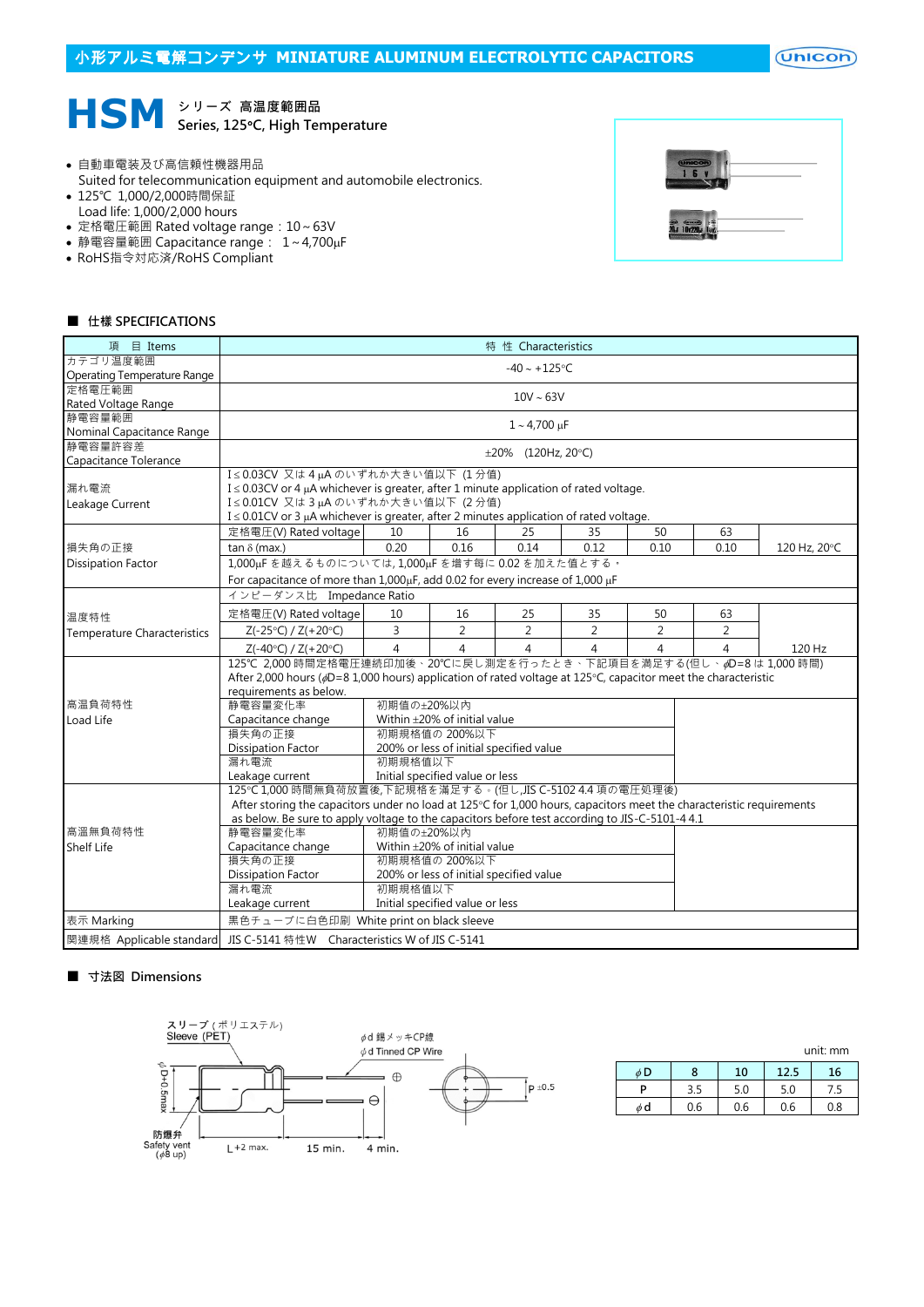小形アルミ電解コンデンサ MINIATURE ALUMINUM ELECTROLYTIC CAPACITORS

# HSM シリーズ 高温度範囲品

**Series, 125°C, High Temperature**

- 自動車電装及び高信頼性機器用品
  Suited for telecommunication equipment and automobile electronics.
- 125℃ 1,000/2,000時間保証
  Load life: 1,000/2,000 hours
- 定格電圧範囲 Rated voltage range：10～63V
- 静電容量範囲 Capacitance range： 1～4,700μF
- RoHS指令対応済/RoHS Compliant

## ■ 仕様 SPECIFICATIONS

| 項　目 Items | 特　性 Characteristics | | | | | | |
|---|---|---|---|---|---|---|---|
| カテゴリ温度範囲 Operating Temperature Range | -40～+125°C | | | | | | |
| 定格電圧範囲 Rated Voltage Range | 10V～63V | | | | | | |
| 静電容量範囲 Nominal Capacitance Range | 1～4,700 μF | | | | | | |
| 静電容量許容差 Capacitance Tolerance | ±20%　(120Hz, 20°C) | | | | | | |
| 漏れ電流 Leakage Current | I≤0.03CV 又は 4 μA のいずれか大きい値以下 (1 分值) I≤0.03CV or 4 μA whichever is greater, after 1 minute application of rated voltage. I≤0.01CV 又は 3 μA のいずれか大きい値以下 (2 分值) I≤0.01CV or 3 μA whichever is greater, after 2 minutes application of rated voltage. | | | | | | |
| 損失角の正接 Dissipation Factor | 定格電圧(V) Rated voltage | 10 | 16 | 25 | 35 | 50 | 63 |
| | tan δ (max.) | 0.20 | 0.16 | 0.14 | 0.12 | 0.10 | 0.10 (120 Hz, 20°C) |
| | 1,000μF を越えるものについては, 1,000μF を増す毎に 0.02 を加えた値とする。 For capacitance of more than 1,000μF, add 0.02 for every increase of 1,000 μF | | | | | | |
| 温度特性 Temperature Characteristics | インピーダンス比　Impedance Ratio | | | | | | |
| | 定格電圧(V) Rated voltage | 10 | 16 | 25 | 35 | 50 | 63 |
| | Z(-25°C) / Z(+20°C) | 3 | 2 | 2 | 2 | 2 | 2 |
| | Z(-40°C) / Z(+20°C) | 4 | 4 | 4 | 4 | 4 | 4 (120 Hz) |
| 高温負荷特性 Load Life | 125℃ 2,000 時間定格電圧連続印加後、20℃に戻し測定を行ったとき、下記項目を満足する(但し、ϕD=8 は 1,000 時間) After 2,000 hours (ϕD=8 1,000 hours) application of rated voltage at 125°C, capacitor meet the characteristic requirements as below. | | | | | | |
| | 静電容量変化率 Capacitance change | 初期值の±20%以内 Within ±20% of initial value | | | | | |
| | 損失角の正接 Dissipation Factor | 初期規格值の 200%以下 200% or less of initial specified value | | | | | |
| | 漏れ電流 Leakage current | 初期規格值以下 Initial specified value or less | | | | | |
| 高温無負荷特性 Shelf Life | 125°C 1,000 時間無負荷放置後, 下記規格を満足する。(但し,JIS C-5102 4.4 項の電圧処理後) After storing the capacitors under no load at 125°C for 1,000 hours, capacitors meet the characteristic requirements as below. Be sure to apply voltage to the capacitors before test according to JIS-C-5101-4 4.1 | | | | | | |
| | 静電容量変化率 Capacitance change | 初期值の±20%以内 Within ±20% of initial value | | | | | |
| | 損失角の正接 Dissipation Factor | 初期規格值の 200%以下 200% or less of initial specified value | | | | | |
| | 漏れ電流 Leakage current | 初期規格值以下 Initial specified value or less | | | | | |
| 表示 Marking | 黒色チューブに白色印刷　White print on black sleeve | | | | | | |
| 関連規格 Applicable standard | JIS C-5141 特性W　Characteristics W of JIS C-5141 | | | | | | |

## ■ 寸法図 Dimensions

スリーブ (ポリエステル) Sleeve (PET)　ϕd 錫メッキCP線 ϕd Tinned CP Wire　ϕD+0.5max　防爆弁 Safety vent (ϕ8 up)　L+2 max.　15 min.　4 min.　P ±0.5

unit: mm

| ϕD | 8 | 10 | 12.5 | 16 |
|---|---|---|---|---|
| P | 3.5 | 5.0 | 5.0 | 7.5 |
| ϕd | 0.6 | 0.6 | 0.6 | 0.8 |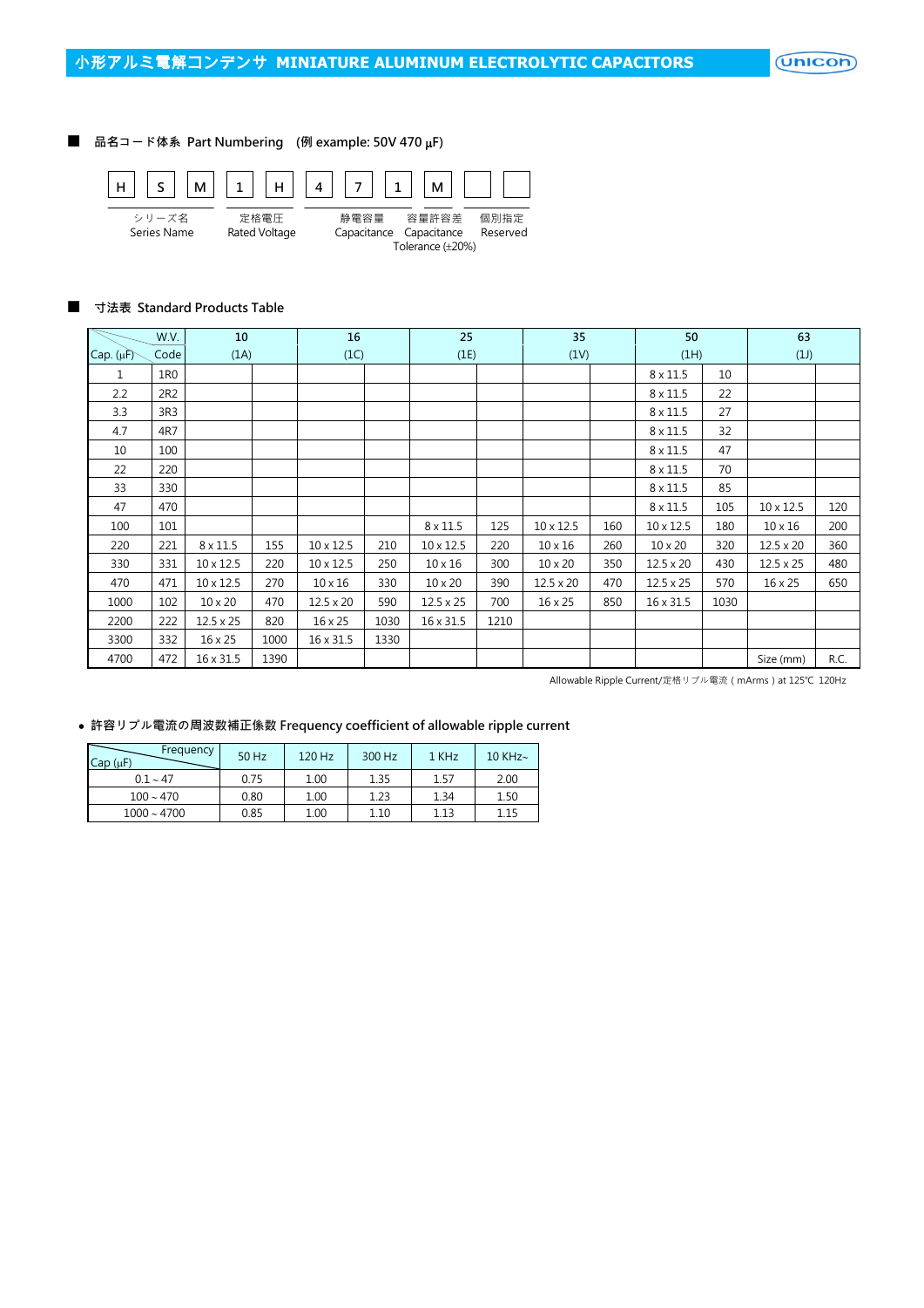## 小形アルミ電解コンデンサ MINIATURE ALUMINUM ELECTROLYTIC CAPACITORS

### ■ 品名コード体系 Part Numbering (例 example: 50V 470 μF)

| H | S | M | 1 | H | 4 | 7 | 1 | M | | |
|---|---|---|---|---|---|---|---|---|---|---|
| シリーズ名 Series Name | | | 定格電圧 Rated Voltage | | 静電容量 Capacitance | | | 容量許容差 Capacitance Tolerance (±20%) | 個別指定 Reserved | |

### ■ 寸法表 Standard Products Table

| Cap. (μF) \ W.V. | Code | 10 (1A) | | 16 (1C) | | 25 (1E) | | 35 (1V) | | 50 (1H) | | 63 (1J) | |
|---|---|---|---|---|---|---|---|---|---|---|---|---|---|
| 1 | 1R0 | | | | | | | | | 8 x 11.5 | 10 | | |
| 2.2 | 2R2 | | | | | | | | | 8 x 11.5 | 22 | | |
| 3.3 | 3R3 | | | | | | | | | 8 x 11.5 | 27 | | |
| 4.7 | 4R7 | | | | | | | | | 8 x 11.5 | 32 | | |
| 10 | 100 | | | | | | | | | 8 x 11.5 | 47 | | |
| 22 | 220 | | | | | | | | | 8 x 11.5 | 70 | | |
| 33 | 330 | | | | | | | | | 8 x 11.5 | 85 | | |
| 47 | 470 | | | | | | | | | 8 x 11.5 | 105 | 10 x 12.5 | 120 |
| 100 | 101 | | | | | 8 x 11.5 | 125 | 10 x 12.5 | 160 | 10 x 12.5 | 180 | 10 x 16 | 200 |
| 220 | 221 | 8 x 11.5 | 155 | 10 x 12.5 | 210 | 10 x 12.5 | 220 | 10 x 16 | 260 | 10 x 20 | 320 | 12.5 x 20 | 360 |
| 330 | 331 | 10 x 12.5 | 220 | 10 x 12.5 | 250 | 10 x 16 | 300 | 10 x 20 | 350 | 12.5 x 20 | 430 | 12.5 x 25 | 480 |
| 470 | 471 | 10 x 12.5 | 270 | 10 x 16 | 330 | 10 x 20 | 390 | 12.5 x 20 | 470 | 12.5 x 25 | 570 | 16 x 25 | 650 |
| 1000 | 102 | 10 x 20 | 470 | 12.5 x 20 | 590 | 12.5 x 25 | 700 | 16 x 25 | 850 | 16 x 31.5 | 1030 | | |
| 2200 | 222 | 12.5 x 25 | 820 | 16 x 25 | 1030 | 16 x 31.5 | 1210 | | | | | | |
| 3300 | 332 | 16 x 25 | 1000 | 16 x 31.5 | 1330 | | | | | | | | |
| 4700 | 472 | 16 x 31.5 | 1390 | | | | | | | | | Size (mm) | R.C. |

Allowable Ripple Current/定格リプル電流 ( mArms ) at 125℃ 120Hz

### • 許容リプル電流の周波数補正係数 Frequency coefficient of allowable ripple current

| Cap (μF) \ Frequency | 50 Hz | 120 Hz | 300 Hz | 1 KHz | 10 KHz~ |
|---|---|---|---|---|---|
| 0.1 ~ 47 | 0.75 | 1.00 | 1.35 | 1.57 | 2.00 |
| 100 ~ 470 | 0.80 | 1.00 | 1.23 | 1.34 | 1.50 |
| 1000 ~ 4700 | 0.85 | 1.00 | 1.10 | 1.13 | 1.15 |